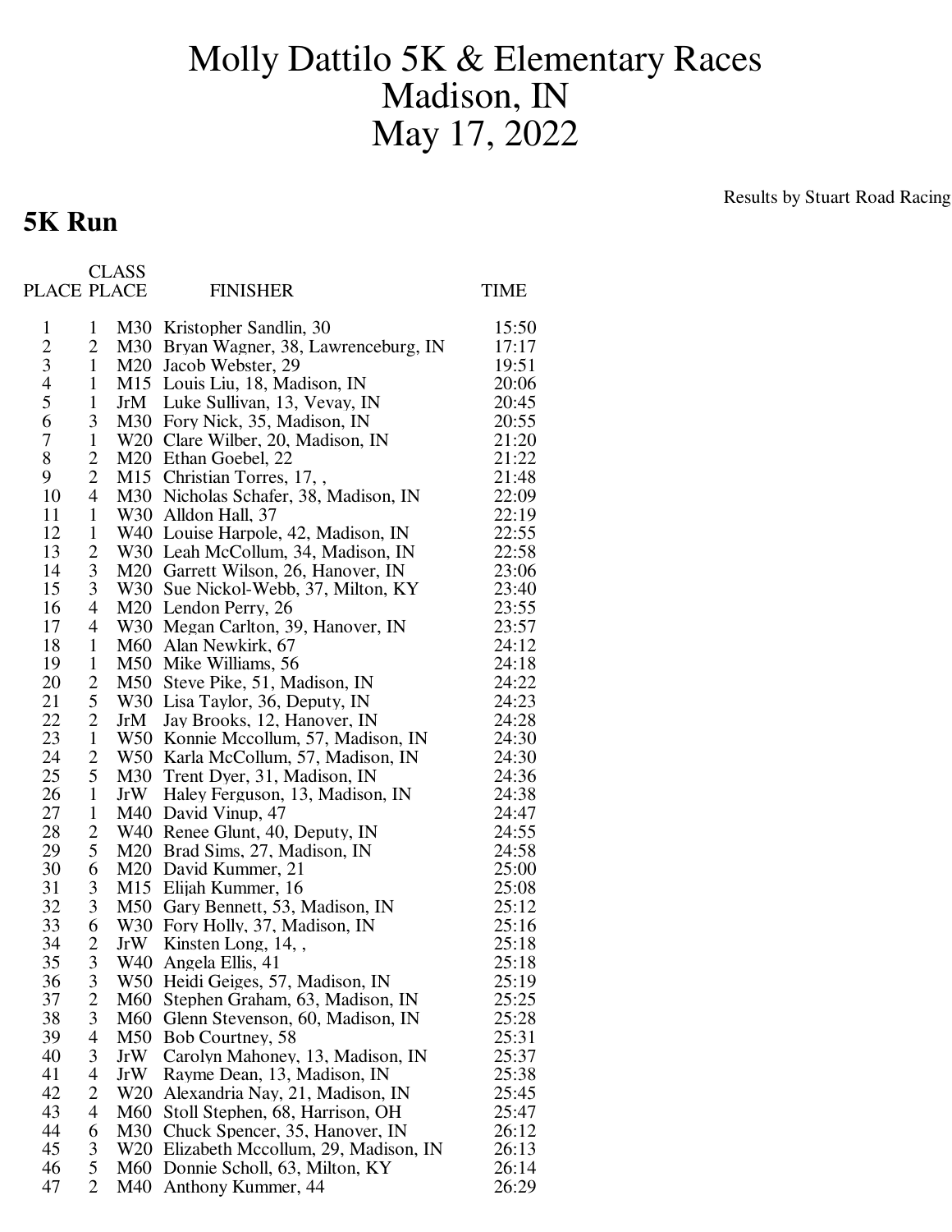# Molly Dattilo 5K & Elementary Races
# Madison, IN
# May 17, 2022

Results by Stuart Road Racing

## 5K Run

| PLACE | CLASS PLACE | | FINISHER | TIME |
|---|---|---|---|---|
| 1 | 1 | M30 | Kristopher Sandlin, 30 | 15:50 |
| 2 | 2 | M30 | Bryan Wagner, 38, Lawrenceburg, IN | 17:17 |
| 3 | 1 | M20 | Jacob Webster, 29 | 19:51 |
| 4 | 1 | M15 | Louis Liu, 18, Madison, IN | 20:06 |
| 5 | 1 | JrM | Luke Sullivan, 13, Vevay, IN | 20:45 |
| 6 | 3 | M30 | Fory Nick, 35, Madison, IN | 20:55 |
| 7 | 1 | W20 | Clare Wilber, 20, Madison, IN | 21:20 |
| 8 | 2 | M20 | Ethan Goebel, 22 | 21:22 |
| 9 | 2 | M15 | Christian Torres, 17, , | 21:48 |
| 10 | 4 | M30 | Nicholas Schafer, 38, Madison, IN | 22:09 |
| 11 | 1 | W30 | Alldon Hall, 37 | 22:19 |
| 12 | 1 | W40 | Louise Harpole, 42, Madison, IN | 22:55 |
| 13 | 2 | W30 | Leah McCollum, 34, Madison, IN | 22:58 |
| 14 | 3 | M20 | Garrett Wilson, 26, Hanover, IN | 23:06 |
| 15 | 3 | W30 | Sue Nickol-Webb, 37, Milton, KY | 23:40 |
| 16 | 4 | M20 | Lendon Perry, 26 | 23:55 |
| 17 | 4 | W30 | Megan Carlton, 39, Hanover, IN | 23:57 |
| 18 | 1 | M60 | Alan Newkirk, 67 | 24:12 |
| 19 | 1 | M50 | Mike Williams, 56 | 24:18 |
| 20 | 2 | M50 | Steve Pike, 51, Madison, IN | 24:22 |
| 21 | 5 | W30 | Lisa Taylor, 36, Deputy, IN | 24:23 |
| 22 | 2 | JrM | Jay Brooks, 12, Hanover, IN | 24:28 |
| 23 | 1 | W50 | Konnie Mccollum, 57, Madison, IN | 24:30 |
| 24 | 2 | W50 | Karla McCollum, 57, Madison, IN | 24:30 |
| 25 | 5 | M30 | Trent Dyer, 31, Madison, IN | 24:36 |
| 26 | 1 | JrW | Haley Ferguson, 13, Madison, IN | 24:38 |
| 27 | 1 | M40 | David Vinup, 47 | 24:47 |
| 28 | 2 | W40 | Renee Glunt, 40, Deputy, IN | 24:55 |
| 29 | 5 | M20 | Brad Sims, 27, Madison, IN | 24:58 |
| 30 | 6 | M20 | David Kummer, 21 | 25:00 |
| 31 | 3 | M15 | Elijah Kummer, 16 | 25:08 |
| 32 | 3 | M50 | Gary Bennett, 53, Madison, IN | 25:12 |
| 33 | 6 | W30 | Fory Holly, 37, Madison, IN | 25:16 |
| 34 | 2 | JrW | Kinsten Long, 14, , | 25:18 |
| 35 | 3 | W40 | Angela Ellis, 41 | 25:18 |
| 36 | 3 | W50 | Heidi Geiges, 57, Madison, IN | 25:19 |
| 37 | 2 | M60 | Stephen Graham, 63, Madison, IN | 25:25 |
| 38 | 3 | M60 | Glenn Stevenson, 60, Madison, IN | 25:28 |
| 39 | 4 | M50 | Bob Courtney, 58 | 25:31 |
| 40 | 3 | JrW | Carolyn Mahoney, 13, Madison, IN | 25:37 |
| 41 | 4 | JrW | Rayme Dean, 13, Madison, IN | 25:38 |
| 42 | 2 | W20 | Alexandria Nay, 21, Madison, IN | 25:45 |
| 43 | 4 | M60 | Stoll Stephen, 68, Harrison, OH | 25:47 |
| 44 | 6 | M30 | Chuck Spencer, 35, Hanover, IN | 26:12 |
| 45 | 3 | W20 | Elizabeth Mccollum, 29, Madison, IN | 26:13 |
| 46 | 5 | M60 | Donnie Scholl, 63, Milton, KY | 26:14 |
| 47 | 2 | M40 | Anthony Kummer, 44 | 26:29 |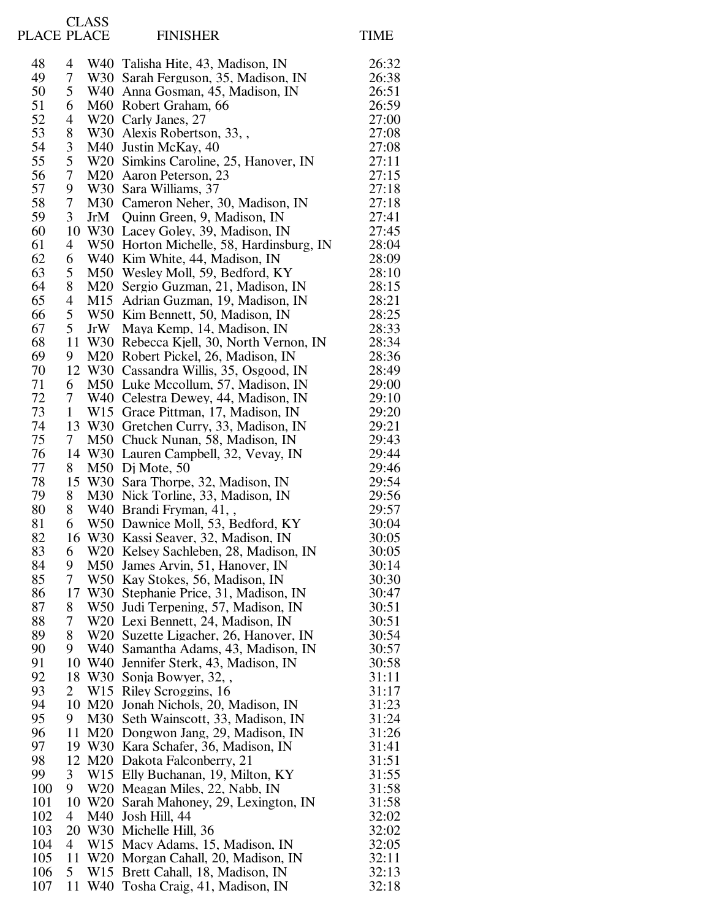| PLACE | CLASS PLACE | | FINISHER | TIME |
|---|---|---|---|---|
| 48 | 4 | W40 | Talisha Hite, 43, Madison, IN | 26:32 |
| 49 | 7 | W30 | Sarah Ferguson, 35, Madison, IN | 26:38 |
| 50 | 5 | W40 | Anna Gosman, 45, Madison, IN | 26:51 |
| 51 | 6 | M60 | Robert Graham, 66 | 26:59 |
| 52 | 4 | W20 | Carly Janes, 27 | 27:00 |
| 53 | 8 | W30 | Alexis Robertson, 33, , | 27:08 |
| 54 | 3 | M40 | Justin McKay, 40 | 27:08 |
| 55 | 5 | W20 | Simkins Caroline, 25, Hanover, IN | 27:11 |
| 56 | 7 | M20 | Aaron Peterson, 23 | 27:15 |
| 57 | 9 | W30 | Sara Williams, 37 | 27:18 |
| 58 | 7 | M30 | Cameron Neher, 30, Madison, IN | 27:18 |
| 59 | 3 | JrM | Quinn Green, 9, Madison, IN | 27:41 |
| 60 | 10 | W30 | Lacey Goley, 39, Madison, IN | 27:45 |
| 61 | 4 | W50 | Horton Michelle, 58, Hardinsburg, IN | 28:04 |
| 62 | 6 | W40 | Kim White, 44, Madison, IN | 28:09 |
| 63 | 5 | M50 | Wesley Moll, 59, Bedford, KY | 28:10 |
| 64 | 8 | M20 | Sergio Guzman, 21, Madison, IN | 28:15 |
| 65 | 4 | M15 | Adrian Guzman, 19, Madison, IN | 28:21 |
| 66 | 5 | W50 | Kim Bennett, 50, Madison, IN | 28:25 |
| 67 | 5 | JrW | Maya Kemp, 14, Madison, IN | 28:33 |
| 68 | 11 | W30 | Rebecca Kjell, 30, North Vernon, IN | 28:34 |
| 69 | 9 | M20 | Robert Pickel, 26, Madison, IN | 28:36 |
| 70 | 12 | W30 | Cassandra Willis, 35, Osgood, IN | 28:49 |
| 71 | 6 | M50 | Luke Mccollum, 57, Madison, IN | 29:00 |
| 72 | 7 | W40 | Celestra Dewey, 44, Madison, IN | 29:10 |
| 73 | 1 | W15 | Grace Pittman, 17, Madison, IN | 29:20 |
| 74 | 13 | W30 | Gretchen Curry, 33, Madison, IN | 29:21 |
| 75 | 7 | M50 | Chuck Nunan, 58, Madison, IN | 29:43 |
| 76 | 14 | W30 | Lauren Campbell, 32, Vevay, IN | 29:44 |
| 77 | 8 | M50 | Dj Mote, 50 | 29:46 |
| 78 | 15 | W30 | Sara Thorpe, 32, Madison, IN | 29:54 |
| 79 | 8 | M30 | Nick Torline, 33, Madison, IN | 29:56 |
| 80 | 8 | W40 | Brandi Fryman, 41, , | 29:57 |
| 81 | 6 | W50 | Dawnice Moll, 53, Bedford, KY | 30:04 |
| 82 | 16 | W30 | Kassi Seaver, 32, Madison, IN | 30:05 |
| 83 | 6 | W20 | Kelsey Sachleben, 28, Madison, IN | 30:05 |
| 84 | 9 | M50 | James Arvin, 51, Hanover, IN | 30:14 |
| 85 | 7 | W50 | Kay Stokes, 56, Madison, IN | 30:30 |
| 86 | 17 | W30 | Stephanie Price, 31, Madison, IN | 30:47 |
| 87 | 8 | W50 | Judi Terpening, 57, Madison, IN | 30:51 |
| 88 | 7 | W20 | Lexi Bennett, 24, Madison, IN | 30:51 |
| 89 | 8 | W20 | Suzette Ligacher, 26, Hanover, IN | 30:54 |
| 90 | 9 | W40 | Samantha Adams, 43, Madison, IN | 30:57 |
| 91 | 10 | W40 | Jennifer Sterk, 43, Madison, IN | 30:58 |
| 92 | 18 | W30 | Sonja Bowyer, 32, , | 31:11 |
| 93 | 2 | W15 | Riley Scroggins, 16 | 31:17 |
| 94 | 10 | M20 | Jonah Nichols, 20, Madison, IN | 31:23 |
| 95 | 9 | M30 | Seth Wainscott, 33, Madison, IN | 31:24 |
| 96 | 11 | M20 | Dongwon Jang, 29, Madison, IN | 31:26 |
| 97 | 19 | W30 | Kara Schafer, 36, Madison, IN | 31:41 |
| 98 | 12 | M20 | Dakota Falconberry, 21 | 31:51 |
| 99 | 3 | W15 | Elly Buchanan, 19, Milton, KY | 31:55 |
| 100 | 9 | W20 | Meagan Miles, 22, Nabb, IN | 31:58 |
| 101 | 10 | W20 | Sarah Mahoney, 29, Lexington, IN | 31:58 |
| 102 | 4 | M40 | Josh Hill, 44 | 32:02 |
| 103 | 20 | W30 | Michelle Hill, 36 | 32:02 |
| 104 | 4 | W15 | Macy Adams, 15, Madison, IN | 32:05 |
| 105 | 11 | W20 | Morgan Cahall, 20, Madison, IN | 32:11 |
| 106 | 5 | W15 | Brett Cahall, 18, Madison, IN | 32:13 |
| 107 | 11 | W40 | Tosha Craig, 41, Madison, IN | 32:18 |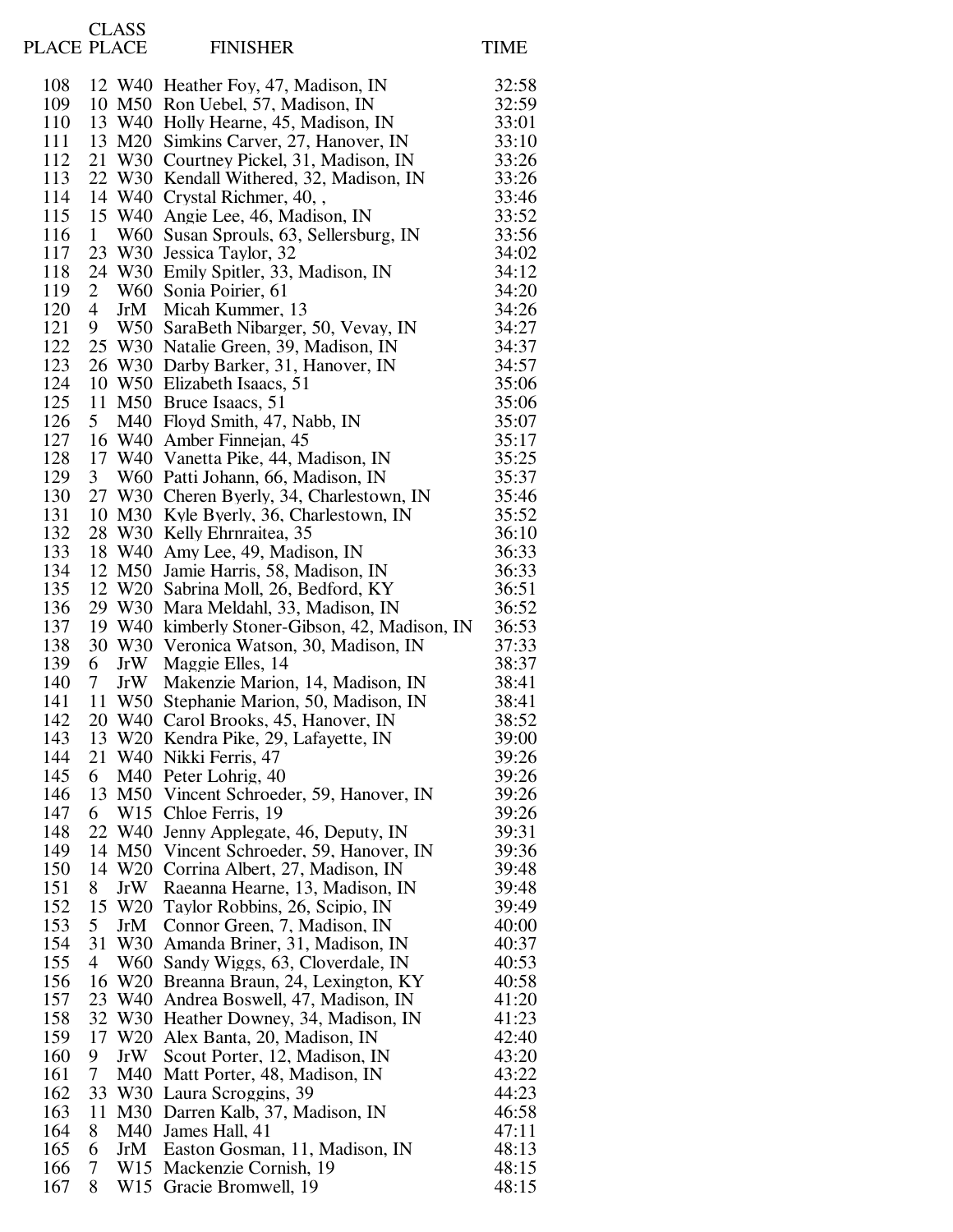| PLACE | CLASS PLACE | | FINISHER | TIME |
|---|---|---|---|---|
| 108 | 12 | W40 | Heather Foy, 47, Madison, IN | 32:58 |
| 109 | 10 | M50 | Ron Uebel, 57, Madison, IN | 32:59 |
| 110 | 13 | W40 | Holly Hearne, 45, Madison, IN | 33:01 |
| 111 | 13 | M20 | Simkins Carver, 27, Hanover, IN | 33:10 |
| 112 | 21 | W30 | Courtney Pickel, 31, Madison, IN | 33:26 |
| 113 | 22 | W30 | Kendall Withered, 32, Madison, IN | 33:26 |
| 114 | 14 | W40 | Crystal Richmer, 40, , | 33:46 |
| 115 | 15 | W40 | Angie Lee, 46, Madison, IN | 33:52 |
| 116 | 1 | W60 | Susan Sprouls, 63, Sellersburg, IN | 33:56 |
| 117 | 23 | W30 | Jessica Taylor, 32 | 34:02 |
| 118 | 24 | W30 | Emily Spitler, 33, Madison, IN | 34:12 |
| 119 | 2 | W60 | Sonia Poirier, 61 | 34:20 |
| 120 | 4 | JrM | Micah Kummer, 13 | 34:26 |
| 121 | 9 | W50 | SaraBeth Nibarger, 50, Vevay, IN | 34:27 |
| 122 | 25 | W30 | Natalie Green, 39, Madison, IN | 34:37 |
| 123 | 26 | W30 | Darby Barker, 31, Hanover, IN | 34:57 |
| 124 | 10 | W50 | Elizabeth Isaacs, 51 | 35:06 |
| 125 | 11 | M50 | Bruce Isaacs, 51 | 35:06 |
| 126 | 5 | M40 | Floyd Smith, 47, Nabb, IN | 35:07 |
| 127 | 16 | W40 | Amber Finnejan, 45 | 35:17 |
| 128 | 17 | W40 | Vanetta Pike, 44, Madison, IN | 35:25 |
| 129 | 3 | W60 | Patti Johann, 66, Madison, IN | 35:37 |
| 130 | 27 | W30 | Cheren Byerly, 34, Charlestown, IN | 35:46 |
| 131 | 10 | M30 | Kyle Byerly, 36, Charlestown, IN | 35:52 |
| 132 | 28 | W30 | Kelly Ehrnraitea, 35 | 36:10 |
| 133 | 18 | W40 | Amy Lee, 49, Madison, IN | 36:33 |
| 134 | 12 | M50 | Jamie Harris, 58, Madison, IN | 36:33 |
| 135 | 12 | W20 | Sabrina Moll, 26, Bedford, KY | 36:51 |
| 136 | 29 | W30 | Mara Meldahl, 33, Madison, IN | 36:52 |
| 137 | 19 | W40 | kimberly Stoner-Gibson, 42, Madison, IN | 36:53 |
| 138 | 30 | W30 | Veronica Watson, 30, Madison, IN | 37:33 |
| 139 | 6 | JrW | Maggie Elles, 14 | 38:37 |
| 140 | 7 | JrW | Makenzie Marion, 14, Madison, IN | 38:41 |
| 141 | 11 | W50 | Stephanie Marion, 50, Madison, IN | 38:41 |
| 142 | 20 | W40 | Carol Brooks, 45, Hanover, IN | 38:52 |
| 143 | 13 | W20 | Kendra Pike, 29, Lafayette, IN | 39:00 |
| 144 | 21 | W40 | Nikki Ferris, 47 | 39:26 |
| 145 | 6 | M40 | Peter Lohrig, 40 | 39:26 |
| 146 | 13 | M50 | Vincent Schroeder, 59, Hanover, IN | 39:26 |
| 147 | 6 | W15 | Chloe Ferris, 19 | 39:26 |
| 148 | 22 | W40 | Jenny Applegate, 46, Deputy, IN | 39:31 |
| 149 | 14 | M50 | Vincent Schroeder, 59, Hanover, IN | 39:36 |
| 150 | 14 | W20 | Corrina Albert, 27, Madison, IN | 39:48 |
| 151 | 8 | JrW | Raeanna Hearne, 13, Madison, IN | 39:48 |
| 152 | 15 | W20 | Taylor Robbins, 26, Scipio, IN | 39:49 |
| 153 | 5 | JrM | Connor Green, 7, Madison, IN | 40:00 |
| 154 | 31 | W30 | Amanda Briner, 31, Madison, IN | 40:37 |
| 155 | 4 | W60 | Sandy Wiggs, 63, Cloverdale, IN | 40:53 |
| 156 | 16 | W20 | Breanna Braun, 24, Lexington, KY | 40:58 |
| 157 | 23 | W40 | Andrea Boswell, 47, Madison, IN | 41:20 |
| 158 | 32 | W30 | Heather Downey, 34, Madison, IN | 41:23 |
| 159 | 17 | W20 | Alex Banta, 20, Madison, IN | 42:40 |
| 160 | 9 | JrW | Scout Porter, 12, Madison, IN | 43:20 |
| 161 | 7 | M40 | Matt Porter, 48, Madison, IN | 43:22 |
| 162 | 33 | W30 | Laura Scroggins, 39 | 44:23 |
| 163 | 11 | M30 | Darren Kalb, 37, Madison, IN | 46:58 |
| 164 | 8 | M40 | James Hall, 41 | 47:11 |
| 165 | 6 | JrM | Easton Gosman, 11, Madison, IN | 48:13 |
| 166 | 7 | W15 | Mackenzie Cornish, 19 | 48:15 |
| 167 | 8 | W15 | Gracie Bromwell, 19 | 48:15 |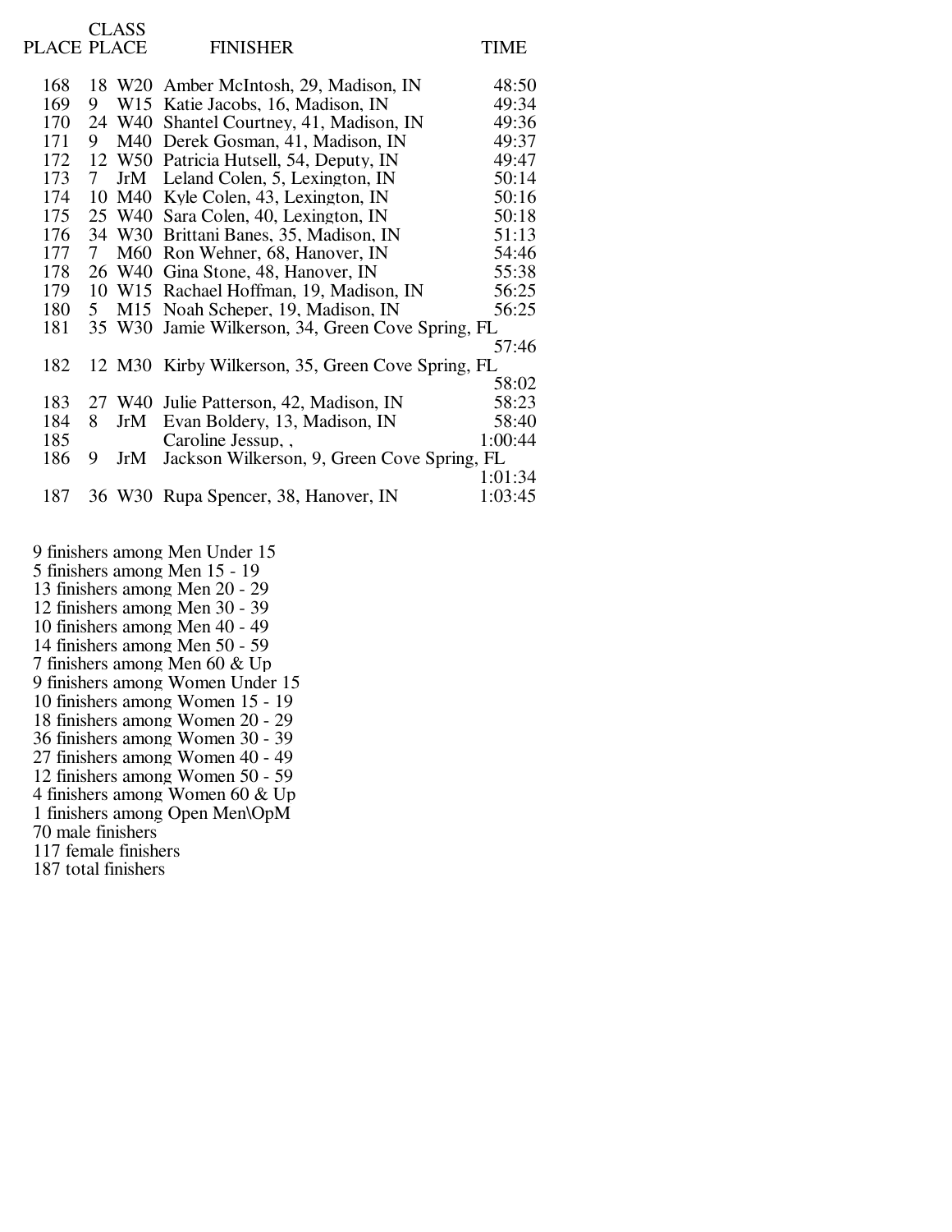| PLACE | CLASS PLACE | | FINISHER | TIME |
|---|---|---|---|---|
| 168 | 18 | W20 | Amber McIntosh, 29, Madison, IN | 48:50 |
| 169 | 9 | W15 | Katie Jacobs, 16, Madison, IN | 49:34 |
| 170 | 24 | W40 | Shantel Courtney, 41, Madison, IN | 49:36 |
| 171 | 9 | M40 | Derek Gosman, 41, Madison, IN | 49:37 |
| 172 | 12 | W50 | Patricia Hutsell, 54, Deputy, IN | 49:47 |
| 173 | 7 | JrM | Leland Colen, 5, Lexington, IN | 50:14 |
| 174 | 10 | M40 | Kyle Colen, 43, Lexington, IN | 50:16 |
| 175 | 25 | W40 | Sara Colen, 40, Lexington, IN | 50:18 |
| 176 | 34 | W30 | Brittani Banes, 35, Madison, IN | 51:13 |
| 177 | 7 | M60 | Ron Wehner, 68, Hanover, IN | 54:46 |
| 178 | 26 | W40 | Gina Stone, 48, Hanover, IN | 55:38 |
| 179 | 10 | W15 | Rachael Hoffman, 19, Madison, IN | 56:25 |
| 180 | 5 | M15 | Noah Scheper, 19, Madison, IN | 56:25 |
| 181 | 35 | W30 | Jamie Wilkerson, 34, Green Cove Spring, FL | 57:46 |
| 182 | 12 | M30 | Kirby Wilkerson, 35, Green Cove Spring, FL | 58:02 |
| 183 | 27 | W40 | Julie Patterson, 42, Madison, IN | 58:23 |
| 184 | 8 | JrM | Evan Boldery, 13, Madison, IN | 58:40 |
| 185 | | | Caroline Jessup, , | 1:00:44 |
| 186 | 9 | JrM | Jackson Wilkerson, 9, Green Cove Spring, FL | 1:01:34 |
| 187 | 36 | W30 | Rupa Spencer, 38, Hanover, IN | 1:03:45 |

9 finishers among Men Under 15
5 finishers among Men 15 - 19
13 finishers among Men 20 - 29
12 finishers among Men 30 - 39
10 finishers among Men 40 - 49
14 finishers among Men 50 - 59
7 finishers among Men 60 & Up
9 finishers among Women Under 15
10 finishers among Women 15 - 19
18 finishers among Women 20 - 29
36 finishers among Women 30 - 39
27 finishers among Women 40 - 49
12 finishers among Women 50 - 59
4 finishers among Women 60 & Up
1 finishers among Open Men\OpM
70 male finishers
117 female finishers
187 total finishers